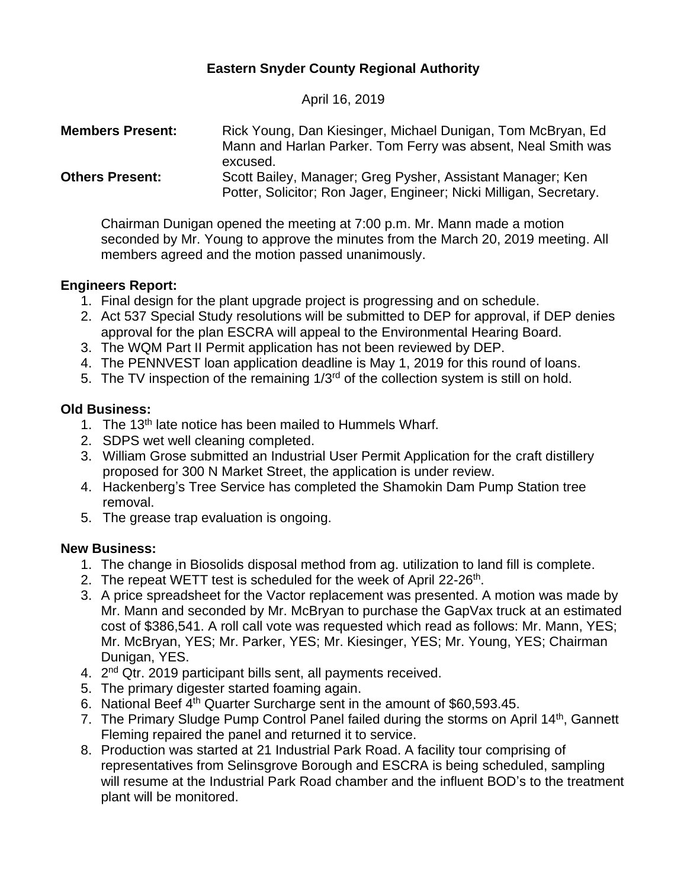# Eastern Snyder County Regional Authority

April 16, 2019

**Members Present:** Rick Young, Dan Kiesinger, Michael Dunigan, Tom McBryan, Ed Mann and Harlan Parker. Tom Ferry was absent, Neal Smith was excused.

**Others Present:** Scott Bailey, Manager; Greg Pysher, Assistant Manager; Ken Potter, Solicitor; Ron Jager, Engineer; Nicki Milligan, Secretary.

Chairman Dunigan opened the meeting at 7:00 p.m. Mr. Mann made a motion seconded by Mr. Young to approve the minutes from the March 20, 2019 meeting. All members agreed and the motion passed unanimously.

**Engineers Report:**

1. Final design for the plant upgrade project is progressing and on schedule.
2. Act 537 Special Study resolutions will be submitted to DEP for approval, if DEP denies approval for the plan ESCRA will appeal to the Environmental Hearing Board.
3. The WQM Part II Permit application has not been reviewed by DEP.
4. The PENNVEST loan application deadline is May 1, 2019 for this round of loans.
5. The TV inspection of the remaining 1/3rd of the collection system is still on hold.

**Old Business:**

1. The 13th late notice has been mailed to Hummels Wharf.
2. SDPS wet well cleaning completed.
3. William Grose submitted an Industrial User Permit Application for the craft distillery proposed for 300 N Market Street, the application is under review.
4. Hackenberg's Tree Service has completed the Shamokin Dam Pump Station tree removal.
5. The grease trap evaluation is ongoing.

**New Business:**

1. The change in Biosolids disposal method from ag. utilization to land fill is complete.
2. The repeat WETT test is scheduled for the week of April 22-26th.
3. A price spreadsheet for the Vactor replacement was presented. A motion was made by Mr. Mann and seconded by Mr. McBryan to purchase the GapVax truck at an estimated cost of $386,541. A roll call vote was requested which read as follows: Mr. Mann, YES; Mr. McBryan, YES; Mr. Parker, YES; Mr. Kiesinger, YES; Mr. Young, YES; Chairman Dunigan, YES.
4. 2nd Qtr. 2019 participant bills sent, all payments received.
5. The primary digester started foaming again.
6. National Beef 4th Quarter Surcharge sent in the amount of $60,593.45.
7. The Primary Sludge Pump Control Panel failed during the storms on April 14th, Gannett Fleming repaired the panel and returned it to service.
8. Production was started at 21 Industrial Park Road. A facility tour comprising of representatives from Selinsgrove Borough and ESCRA is being scheduled, sampling will resume at the Industrial Park Road chamber and the influent BOD's to the treatment plant will be monitored.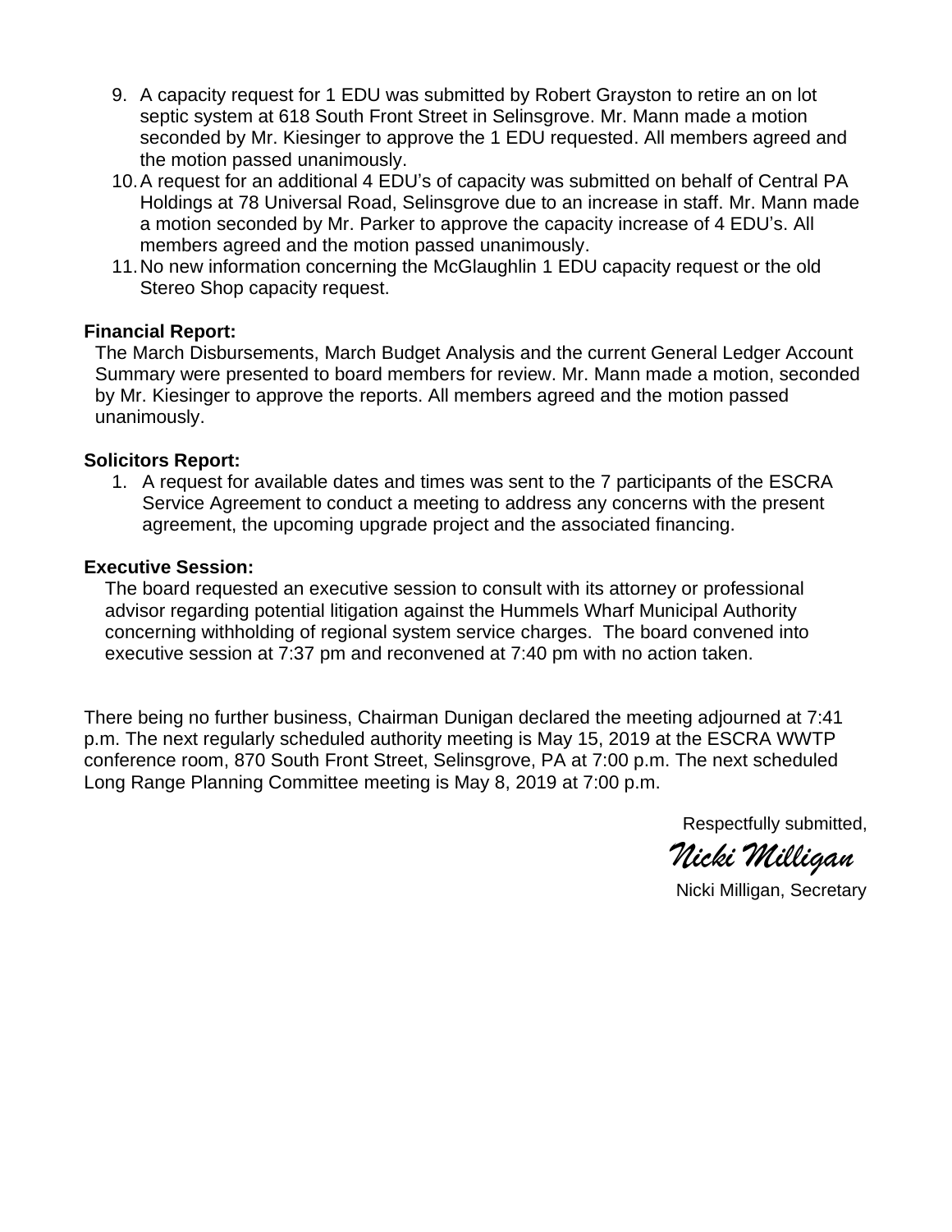9. A capacity request for 1 EDU was submitted by Robert Grayston to retire an on lot septic system at 618 South Front Street in Selinsgrove. Mr. Mann made a motion seconded by Mr. Kiesinger to approve the 1 EDU requested. All members agreed and the motion passed unanimously.
10. A request for an additional 4 EDU's of capacity was submitted on behalf of Central PA Holdings at 78 Universal Road, Selinsgrove due to an increase in staff. Mr. Mann made a motion seconded by Mr. Parker to approve the capacity increase of 4 EDU's. All members agreed and the motion passed unanimously.
11. No new information concerning the McGlaughlin 1 EDU capacity request or the old Stereo Shop capacity request.

**Financial Report:**

The March Disbursements, March Budget Analysis and the current General Ledger Account Summary were presented to board members for review. Mr. Mann made a motion, seconded by Mr. Kiesinger to approve the reports. All members agreed and the motion passed unanimously.

**Solicitors Report:**

1. A request for available dates and times was sent to the 7 participants of the ESCRA Service Agreement to conduct a meeting to address any concerns with the present agreement, the upcoming upgrade project and the associated financing.

**Executive Session:**

The board requested an executive session to consult with its attorney or professional advisor regarding potential litigation against the Hummels Wharf Municipal Authority concerning withholding of regional system service charges. The board convened into executive session at 7:37 pm and reconvened at 7:40 pm with no action taken.

There being no further business, Chairman Dunigan declared the meeting adjourned at 7:41 p.m. The next regularly scheduled authority meeting is May 15, 2019 at the ESCRA WWTP conference room, 870 South Front Street, Selinsgrove, PA at 7:00 p.m. The next scheduled Long Range Planning Committee meeting is May 8, 2019 at 7:00 p.m.

Respectfully submitted,

*Nicki Milligan*

Nicki Milligan, Secretary